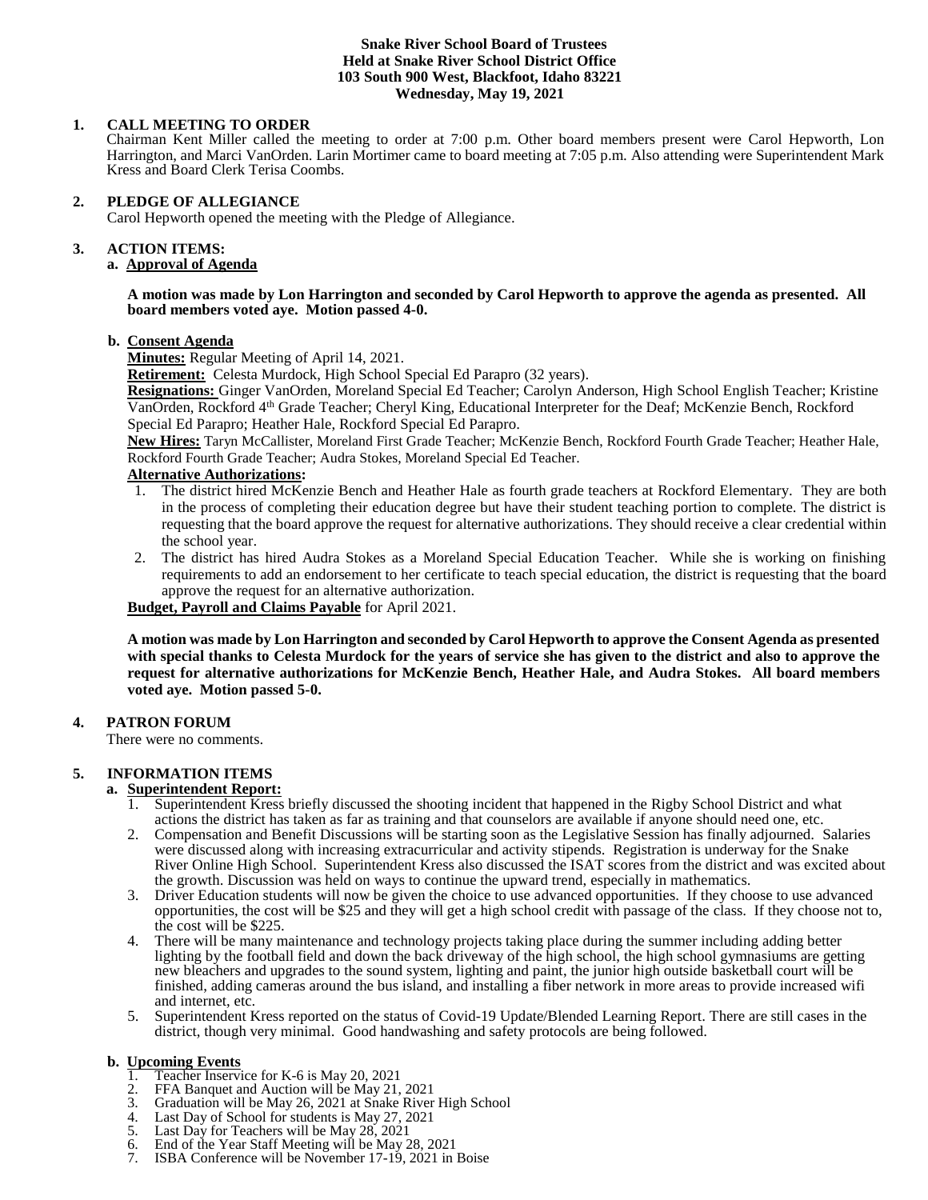**Snake River School Board of Trustees**
**Held at Snake River School District Office**
**103 South 900 West, Blackfoot, Idaho 83221**
**Wednesday, May 19, 2021**

**1. CALL MEETING TO ORDER**

Chairman Kent Miller called the meeting to order at 7:00 p.m. Other board members present were Carol Hepworth, Lon Harrington, and Marci VanOrden. Larin Mortimer came to board meeting at 7:05 p.m. Also attending were Superintendent Mark Kress and Board Clerk Terisa Coombs.

**2. PLEDGE OF ALLEGIANCE**

Carol Hepworth opened the meeting with the Pledge of Allegiance.

**3. ACTION ITEMS:**

**a. Approval of Agenda**

**A motion was made by Lon Harrington and seconded by Carol Hepworth to approve the agenda as presented. All board members voted aye. Motion passed 4-0.**

**b. Consent Agenda**

**Minutes:** Regular Meeting of April 14, 2021.

**Retirement:** Celesta Murdock, High School Special Ed Parapro (32 years).

**Resignations:** Ginger VanOrden, Moreland Special Ed Teacher; Carolyn Anderson, High School English Teacher; Kristine VanOrden, Rockford 4th Grade Teacher; Cheryl King, Educational Interpreter for the Deaf; McKenzie Bench, Rockford Special Ed Parapro; Heather Hale, Rockford Special Ed Parapro.

**New Hires:** Taryn McCallister, Moreland First Grade Teacher; McKenzie Bench, Rockford Fourth Grade Teacher; Heather Hale, Rockford Fourth Grade Teacher; Audra Stokes, Moreland Special Ed Teacher.

**Alternative Authorizations:**

1. The district hired McKenzie Bench and Heather Hale as fourth grade teachers at Rockford Elementary. They are both in the process of completing their education degree but have their student teaching portion to complete. The district is requesting that the board approve the request for alternative authorizations. They should receive a clear credential within the school year.
2. The district has hired Audra Stokes as a Moreland Special Education Teacher. While she is working on finishing requirements to add an endorsement to her certificate to teach special education, the district is requesting that the board approve the request for an alternative authorization.

**Budget, Payroll and Claims Payable** for April 2021.

**A motion was made by Lon Harrington and seconded by Carol Hepworth to approve the Consent Agenda as presented with special thanks to Celesta Murdock for the years of service she has given to the district and also to approve the request for alternative authorizations for McKenzie Bench, Heather Hale, and Audra Stokes. All board members voted aye. Motion passed 5-0.**

**4. PATRON FORUM**

There were no comments.

**5. INFORMATION ITEMS**

**a. Superintendent Report:**

1. Superintendent Kress briefly discussed the shooting incident that happened in the Rigby School District and what actions the district has taken as far as training and that counselors are available if anyone should need one, etc.
2. Compensation and Benefit Discussions will be starting soon as the Legislative Session has finally adjourned. Salaries were discussed along with increasing extracurricular and activity stipends. Registration is underway for the Snake River Online High School. Superintendent Kress also discussed the ISAT scores from the district and was excited about the growth. Discussion was held on ways to continue the upward trend, especially in mathematics.
3. Driver Education students will now be given the choice to use advanced opportunities. If they choose to use advanced opportunities, the cost will be $25 and they will get a high school credit with passage of the class. If they choose not to, the cost will be $225.
4. There will be many maintenance and technology projects taking place during the summer including adding better lighting by the football field and down the back driveway of the high school, the high school gymnasiums are getting new bleachers and upgrades to the sound system, lighting and paint, the junior high outside basketball court will be finished, adding cameras around the bus island, and installing a fiber network in more areas to provide increased wifi and internet, etc.
5. Superintendent Kress reported on the status of Covid-19 Update/Blended Learning Report. There are still cases in the district, though very minimal. Good handwashing and safety protocols are being followed.

**b. Upcoming Events**

1. Teacher Inservice for K-6 is May 20, 2021
2. FFA Banquet and Auction will be May 21, 2021
3. Graduation will be May 26, 2021 at Snake River High School
4. Last Day of School for students is May 27, 2021
5. Last Day for Teachers will be May 28, 2021
6. End of the Year Staff Meeting will be May 28, 2021
7. ISBA Conference will be November 17-19, 2021 in Boise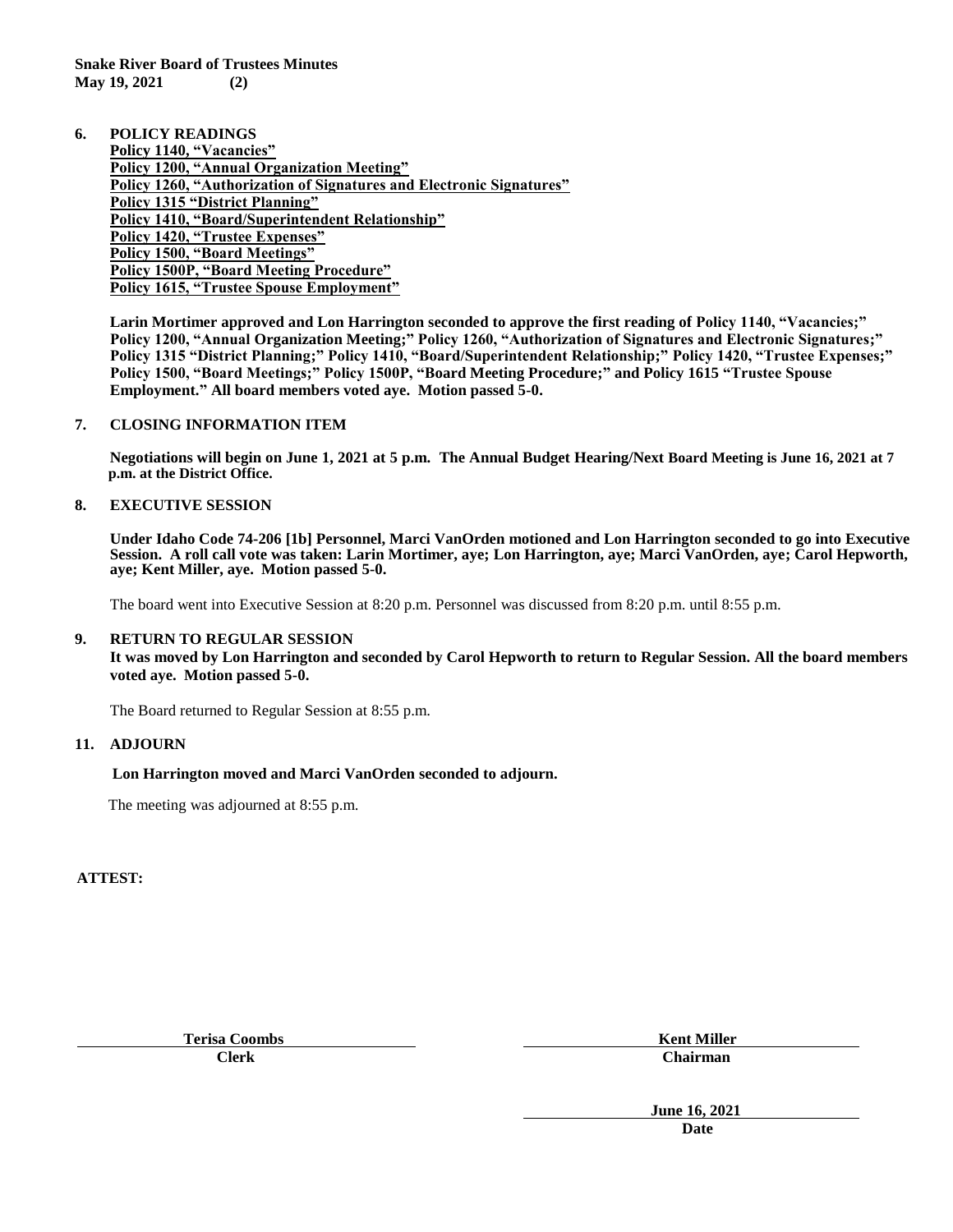**6. POLICY READINGS**

**Policy 1140, "Vacancies"**
**Policy 1200, "Annual Organization Meeting"**
**Policy 1260, "Authorization of Signatures and Electronic Signatures"**
**Policy 1315 "District Planning"**
**Policy 1410, "Board/Superintendent Relationship"**
**Policy 1420, "Trustee Expenses"**
**Policy 1500, "Board Meetings"**
**Policy 1500P, "Board Meeting Procedure"**
**Policy 1615, "Trustee Spouse Employment"**

**Larin Mortimer approved and Lon Harrington seconded to approve the first reading of Policy 1140, "Vacancies;" Policy 1200, "Annual Organization Meeting;" Policy 1260, "Authorization of Signatures and Electronic Signatures;" Policy 1315 "District Planning;" Policy 1410, "Board/Superintendent Relationship;" Policy 1420, "Trustee Expenses;" Policy 1500, "Board Meetings;" Policy 1500P, "Board Meeting Procedure;" and Policy 1615 "Trustee Spouse Employment." All board members voted aye. Motion passed 5-0.**

**7. CLOSING INFORMATION ITEM**

**Negotiations will begin on June 1, 2021 at 5 p.m. The Annual Budget Hearing/Next Board Meeting is June 16, 2021 at 7 p.m. at the District Office.**

**8. EXECUTIVE SESSION**

**Under Idaho Code 74-206 [1b] Personnel, Marci VanOrden motioned and Lon Harrington seconded to go into Executive Session. A roll call vote was taken: Larin Mortimer, aye; Lon Harrington, aye; Marci VanOrden, aye; Carol Hepworth, aye; Kent Miller, aye. Motion passed 5-0.**

The board went into Executive Session at 8:20 p.m. Personnel was discussed from 8:20 p.m. until 8:55 p.m.

**9. RETURN TO REGULAR SESSION**

**It was moved by Lon Harrington and seconded by Carol Hepworth to return to Regular Session. All the board members voted aye. Motion passed 5-0.**

The Board returned to Regular Session at 8:55 p.m.

**11. ADJOURN**

**Lon Harrington moved and Marci VanOrden seconded to adjourn.**

The meeting was adjourned at 8:55 p.m.

**ATTEST:**

**Terisa Coombs**
**Clerk**

**Kent Miller**
**Chairman**

**June 16, 2021**
**Date**